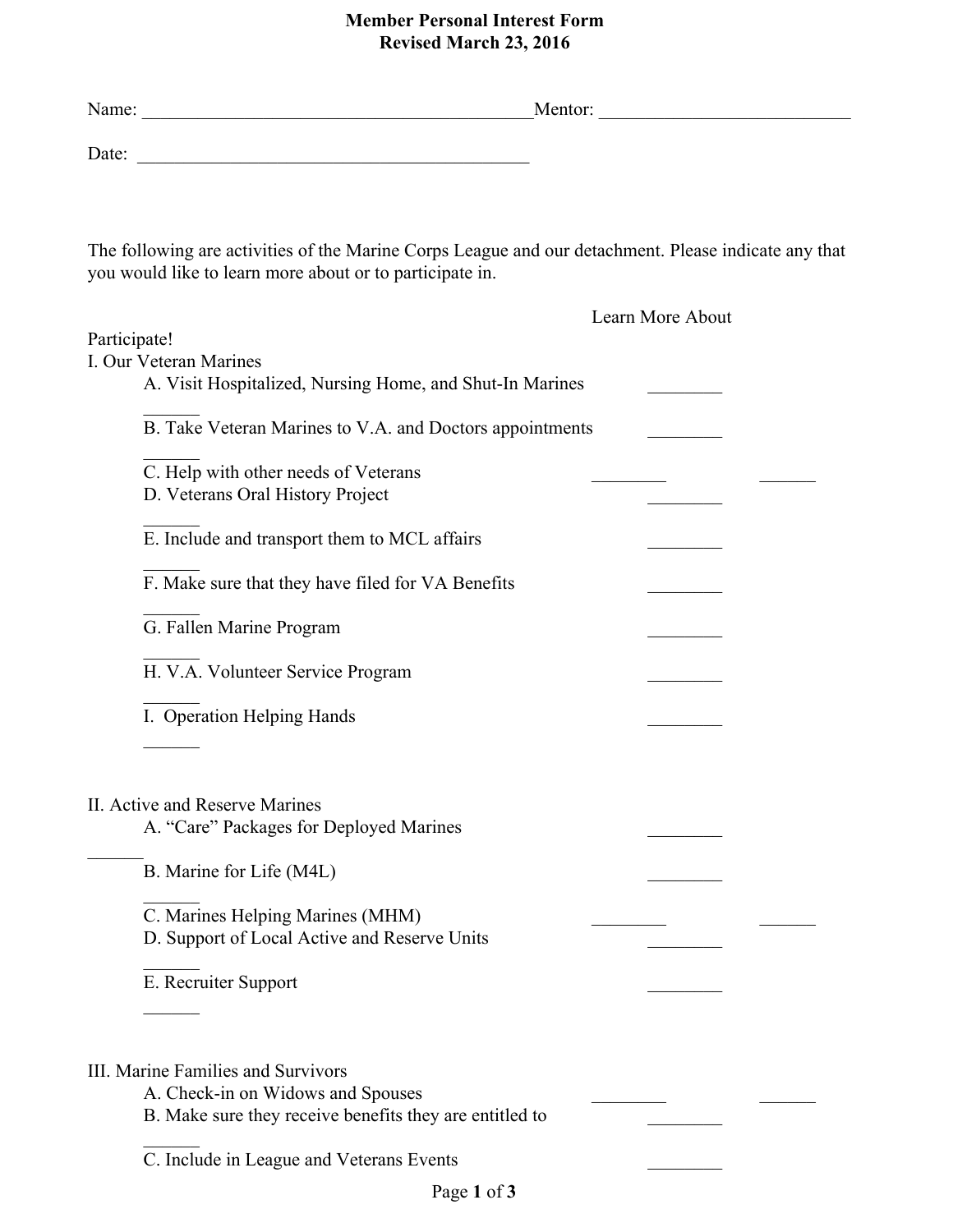**Member Personal Interest Form**
**Revised March 23, 2016**

Name: ________________________________________ Mentor: __________________________

Date: ________________________________________

The following are activities of the Marine Corps League and our detachment. Please indicate any that you would like to learn more about or to participate in.

| | Learn More About | Participate! |
|---|---|---|
| **I. Our Veteran Marines** | | |
| A. Visit Hospitalized, Nursing Home, and Shut-In Marines | ________ | ______ |
| B. Take Veteran Marines to V.A. and Doctors appointments | ________ | ______ |
| C. Help with other needs of Veterans | ________ | ______ |
| D. Veterans Oral History Project | ________ | ______ |
| E. Include and transport them to MCL affairs | ________ | ______ |
| F. Make sure that they have filed for VA Benefits | ________ | ______ |
| G. Fallen Marine Program | ________ | ______ |
| H. V.A. Volunteer Service Program | ________ | ______ |
| I. Operation Helping Hands | ________ | ______ |
| **II. Active and Reserve Marines** | | |
| A. "Care" Packages for Deployed Marines | ________ | ______ |
| B. Marine for Life (M4L) | ________ | ______ |
| C. Marines Helping Marines (MHM) | ________ | ______ |
| D. Support of Local Active and Reserve Units | ________ | ______ |
| E. Recruiter Support | ________ | ______ |
| **III. Marine Families and Survivors** | | |
| A. Check-in on Widows and Spouses | ________ | ______ |
| B. Make sure they receive benefits they are entitled to | ________ | ______ |
| C. Include in League and Veterans Events | ________ | |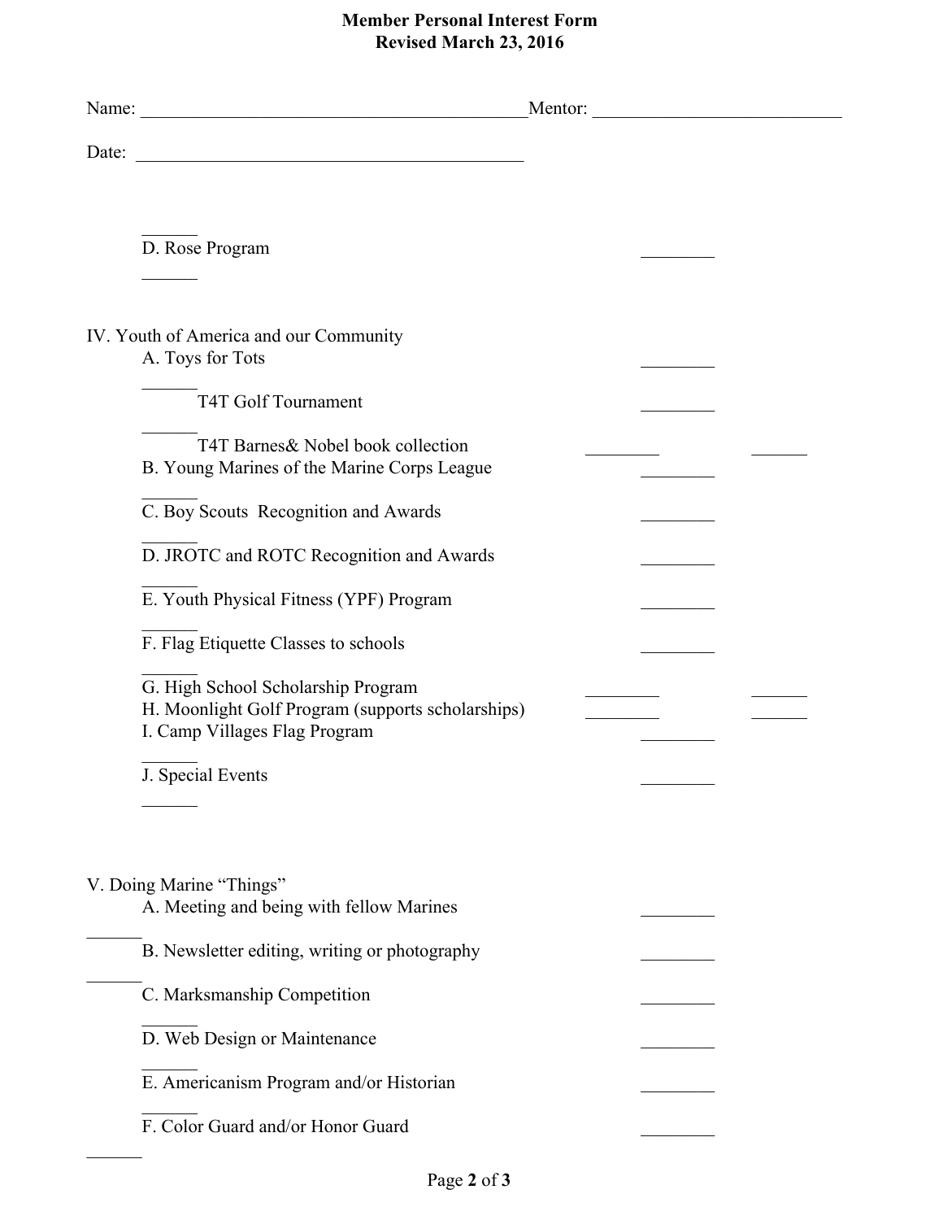**Member Personal Interest Form**
**Revised March 23, 2016**

Name: ________________________________________ Mentor: __________________________

Date: ________________________________________

______
D. Rose Program ________

______

IV. Youth of America and our Community

A. Toys for Tots ________

______
T4T Golf Tournament ________

______
T4T Barnes& Nobel book collection ________ ______

B. Young Marines of the Marine Corps League ________

______
C. Boy Scouts Recognition and Awards ________

______
D. JROTC and ROTC Recognition and Awards ________

______
E. Youth Physical Fitness (YPF) Program ________

______
F. Flag Etiquette Classes to schools ________

______
G. High School Scholarship Program ________ ______

H. Moonlight Golf Program (supports scholarships) ________ ______

I. Camp Villages Flag Program ________

______
J. Special Events ________

______

V. Doing Marine "Things"

A. Meeting and being with fellow Marines ________

______
B. Newsletter editing, writing or photography ________

______
C. Marksmanship Competition ________

______
D. Web Design or Maintenance ________

______
E. Americanism Program and/or Historian ________

______
F. Color Guard and/or Honor Guard ________

______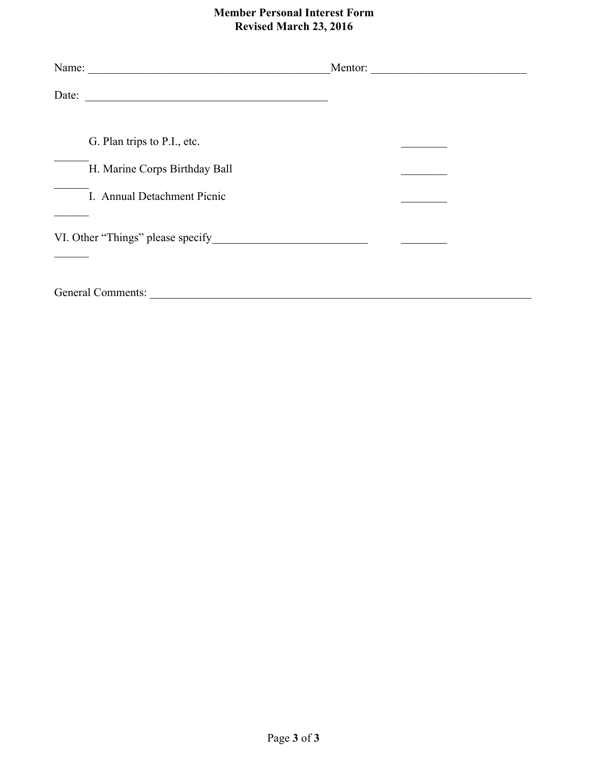**Member Personal Interest Form**
**Revised March 23, 2016**

Name: ________________________________________ Mentor: __________________________

Date: ________________________________________

G. Plan trips to P.I., etc. ________ ______

H. Marine Corps Birthday Ball ________ ______

I. Annual Detachment Picnic ________ ______

VI. Other "Things" please specify__________________________ ________ ______

General Comments: ____________________________________________________________